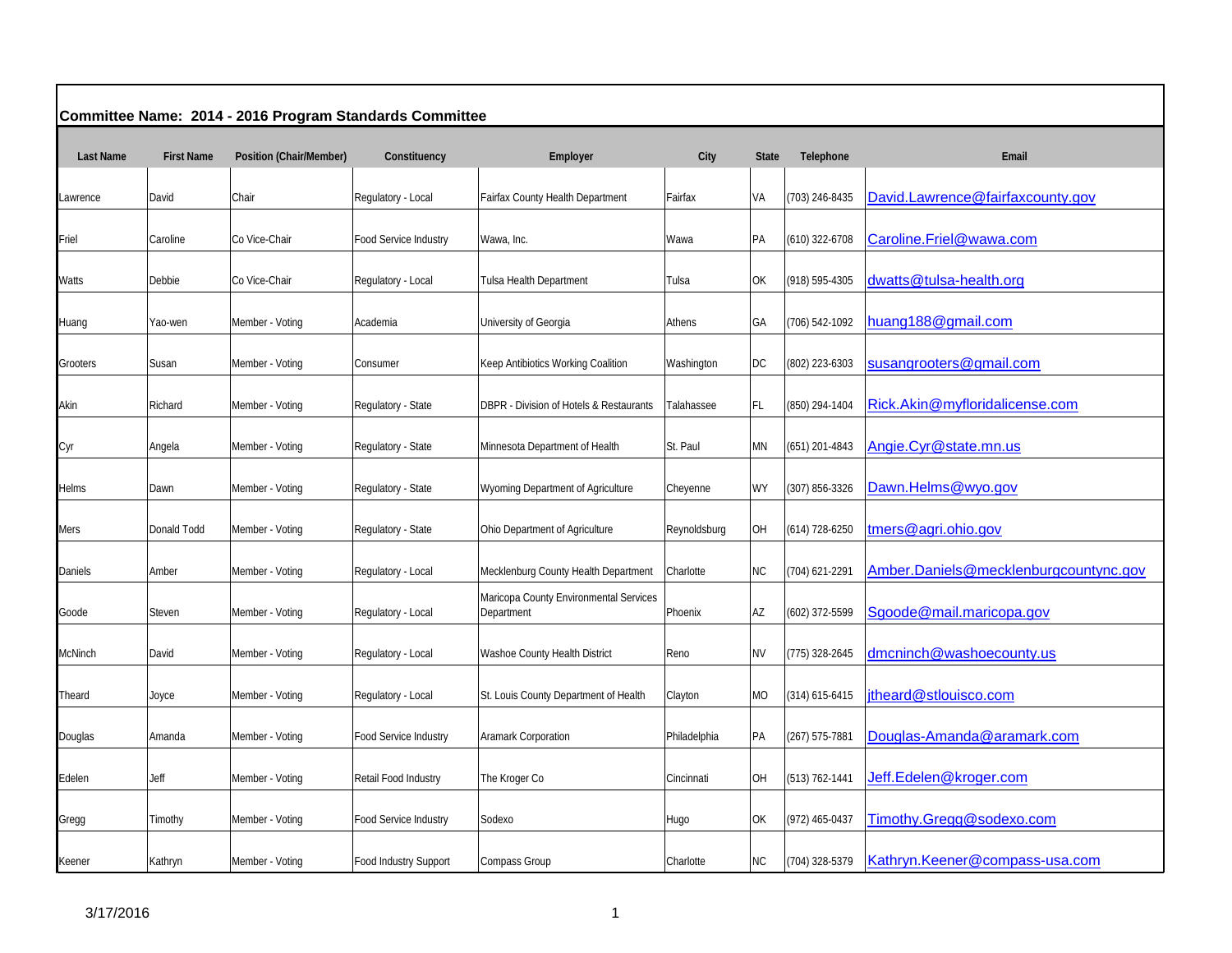**Committee Name: 2014 - 2016 Program Standards Committee**

| Last Name | First Name | Position (Chair/Member) | Constituency | Employer | City | State | Telephone | Email |
|---|---|---|---|---|---|---|---|---|
| Lawrence | David | Chair | Regulatory - Local | Fairfax County Health Department | Fairfax | VA | (703) 246-8435 | David.Lawrence@fairfaxcounty.gov |
| Friel | Caroline | Co Vice-Chair | Food Service Industry | Wawa, Inc. | Wawa | PA | (610) 322-6708 | Caroline.Friel@wawa.com |
| Watts | Debbie | Co Vice-Chair | Regulatory - Local | Tulsa Health Department | Tulsa | OK | (918) 595-4305 | dwatts@tulsa-health.org |
| Huang | Yao-wen | Member - Voting | Academia | University of Georgia | Athens | GA | (706) 542-1092 | huang188@gmail.com |
| Grooters | Susan | Member - Voting | Consumer | Keep Antibiotics Working Coalition | Washington | DC | (802) 223-6303 | susangrooters@gmail.com |
| Akin | Richard | Member - Voting | Regulatory - State | DBPR - Division of Hotels & Restaurants | Talahassee | FL | (850) 294-1404 | Rick.Akin@myfloridalicense.com |
| Cyr | Angela | Member - Voting | Regulatory - State | Minnesota Department of Health | St. Paul | MN | (651) 201-4843 | Angie.Cyr@state.mn.us |
| Helms | Dawn | Member - Voting | Regulatory - State | Wyoming Department of Agriculture | Cheyenne | WY | (307) 856-3326 | Dawn.Helms@wyo.gov |
| Mers | Donald Todd | Member - Voting | Regulatory - State | Ohio Department of Agriculture | Reynoldsburg | OH | (614) 728-6250 | tmers@agri.ohio.gov |
| Daniels | Amber | Member - Voting | Regulatory - Local | Mecklenburg County Health Department | Charlotte | NC | (704) 621-2291 | Amber.Daniels@mecklenburgcountync.gov |
| Goode | Steven | Member - Voting | Regulatory - Local | Maricopa County Environmental Services Department | Phoenix | AZ | (602) 372-5599 | Sgoode@mail.maricopa.gov |
| McNinch | David | Member - Voting | Regulatory - Local | Washoe County Health District | Reno | NV | (775) 328-2645 | dmcninch@washoecounty.us |
| Theard | Joyce | Member - Voting | Regulatory - Local | St. Louis County Department of Health | Clayton | MO | (314) 615-6415 | jtheard@stlouisco.com |
| Douglas | Amanda | Member - Voting | Food Service Industry | Aramark Corporation | Philadelphia | PA | (267) 575-7881 | Douglas-Amanda@aramark.com |
| Edelen | Jeff | Member - Voting | Retail Food Industry | The Kroger Co | Cincinnati | OH | (513) 762-1441 | Jeff.Edelen@kroger.com |
| Gregg | Timothy | Member - Voting | Food Service Industry | Sodexo | Hugo | OK | (972) 465-0437 | Timothy.Gregg@sodexo.com |
| Keener | Kathryn | Member - Voting | Food Industry Support | Compass Group | Charlotte | NC | (704) 328-5379 | Kathryn.Keener@compass-usa.com |

3/17/2016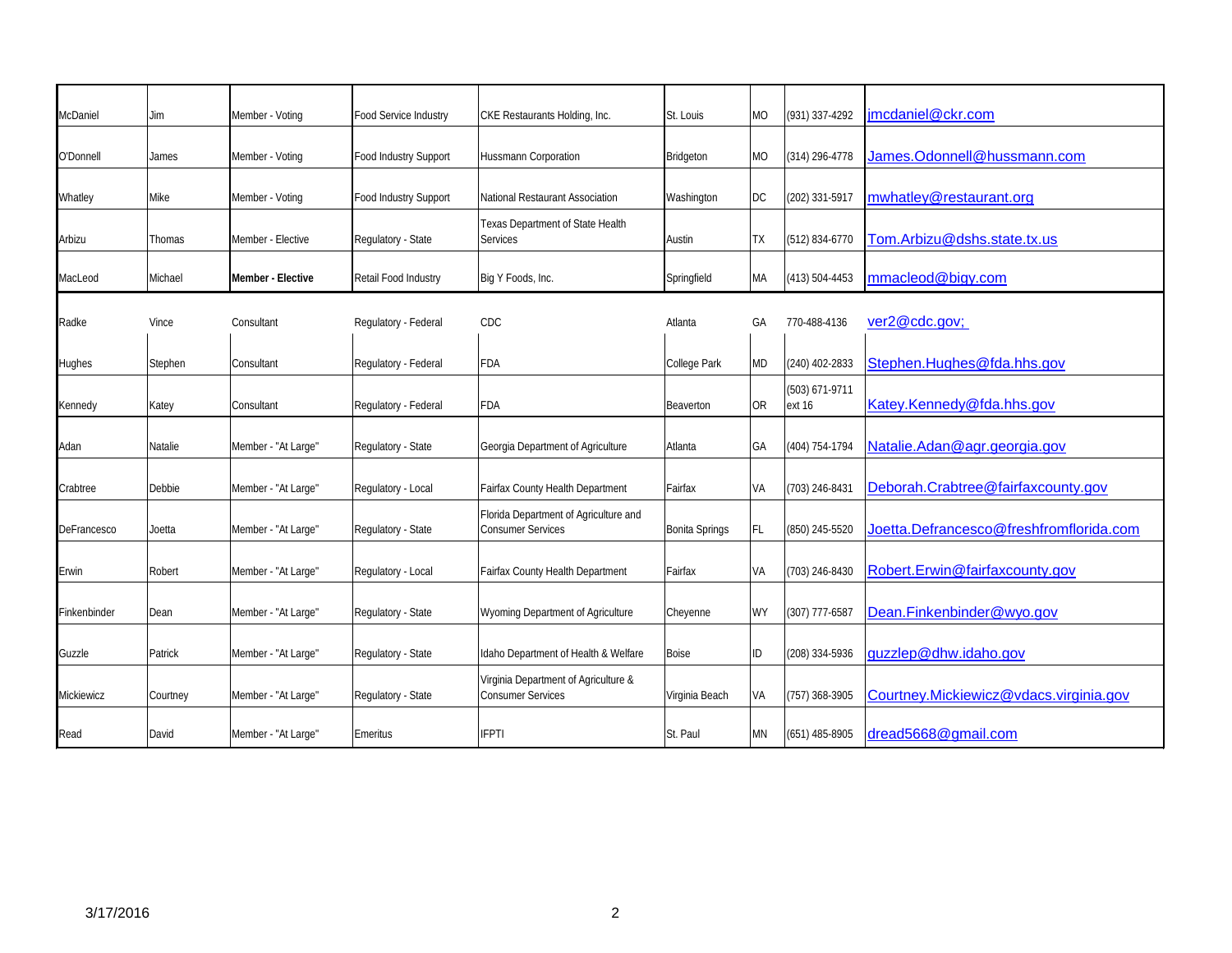| | | | | | | | | |
|---|---|---|---|---|---|---|---|---|
| McDaniel | Jim | Member - Voting | Food Service Industry | CKE Restaurants Holding, Inc. | St. Louis | MO | (931) 337-4292 | jmcdaniel@ckr.com |
| O'Donnell | James | Member - Voting | Food Industry Support | Hussmann Corporation | Bridgeton | MO | (314) 296-4778 | James.Odonnell@hussmann.com |
| Whatley | Mike | Member - Voting | Food Industry Support | National Restaurant Association | Washington | DC | (202) 331-5917 | mwhatley@restaurant.org |
| Arbizu | Thomas | Member - Elective | Regulatory - State | Texas Department of State Health Services | Austin | TX | (512) 834-6770 | Tom.Arbizu@dshs.state.tx.us |
| MacLeod | Michael | **Member - Elective** | Retail Food Industry | Big Y Foods, Inc. | Springfield | MA | (413) 504-4453 | mmacleod@bigy.com |
| Radke | Vince | Consultant | Regulatory - Federal | CDC | Atlanta | GA | 770-488-4136 | ver2@cdc.gov; |
| Hughes | Stephen | Consultant | Regulatory - Federal | FDA | College Park | MD | (240) 402-2833 | Stephen.Hughes@fda.hhs.gov |
| Kennedy | Katey | Consultant | Regulatory - Federal | FDA | Beaverton | OR | (503) 671-9711 ext 16 | Katey.Kennedy@fda.hhs.gov |
| Adan | Natalie | Member - "At Large" | Regulatory - State | Georgia Department of Agriculture | Atlanta | GA | (404) 754-1794 | Natalie.Adan@agr.georgia.gov |
| Crabtree | Debbie | Member - "At Large" | Regulatory - Local | Fairfax County Health Department | Fairfax | VA | (703) 246-8431 | Deborah.Crabtree@fairfaxcounty.gov |
| DeFrancesco | Joetta | Member - "At Large" | Regulatory - State | Florida Department of Agriculture and Consumer Services | Bonita Springs | FL | (850) 245-5520 | Joetta.Defrancesco@freshfromflorida.com |
| Erwin | Robert | Member - "At Large" | Regulatory - Local | Fairfax County Health Department | Fairfax | VA | (703) 246-8430 | Robert.Erwin@fairfaxcounty.gov |
| Finkenbinder | Dean | Member - "At Large" | Regulatory - State | Wyoming Department of Agriculture | Cheyenne | WY | (307) 777-6587 | Dean.Finkenbinder@wyo.gov |
| Guzzle | Patrick | Member - "At Large" | Regulatory - State | Idaho Department of Health & Welfare | Boise | ID | (208) 334-5936 | guzzlep@dhw.idaho.gov |
| Mickiewicz | Courtney | Member - "At Large" | Regulatory - State | Virginia Department of Agriculture & Consumer Services | Virginia Beach | VA | (757) 368-3905 | Courtney.Mickiewicz@vdacs.virginia.gov |
| Read | David | Member - "At Large" | Emeritus | IFPTI | St. Paul | MN | (651) 485-8905 | dread5668@gmail.com |

3/17/2016